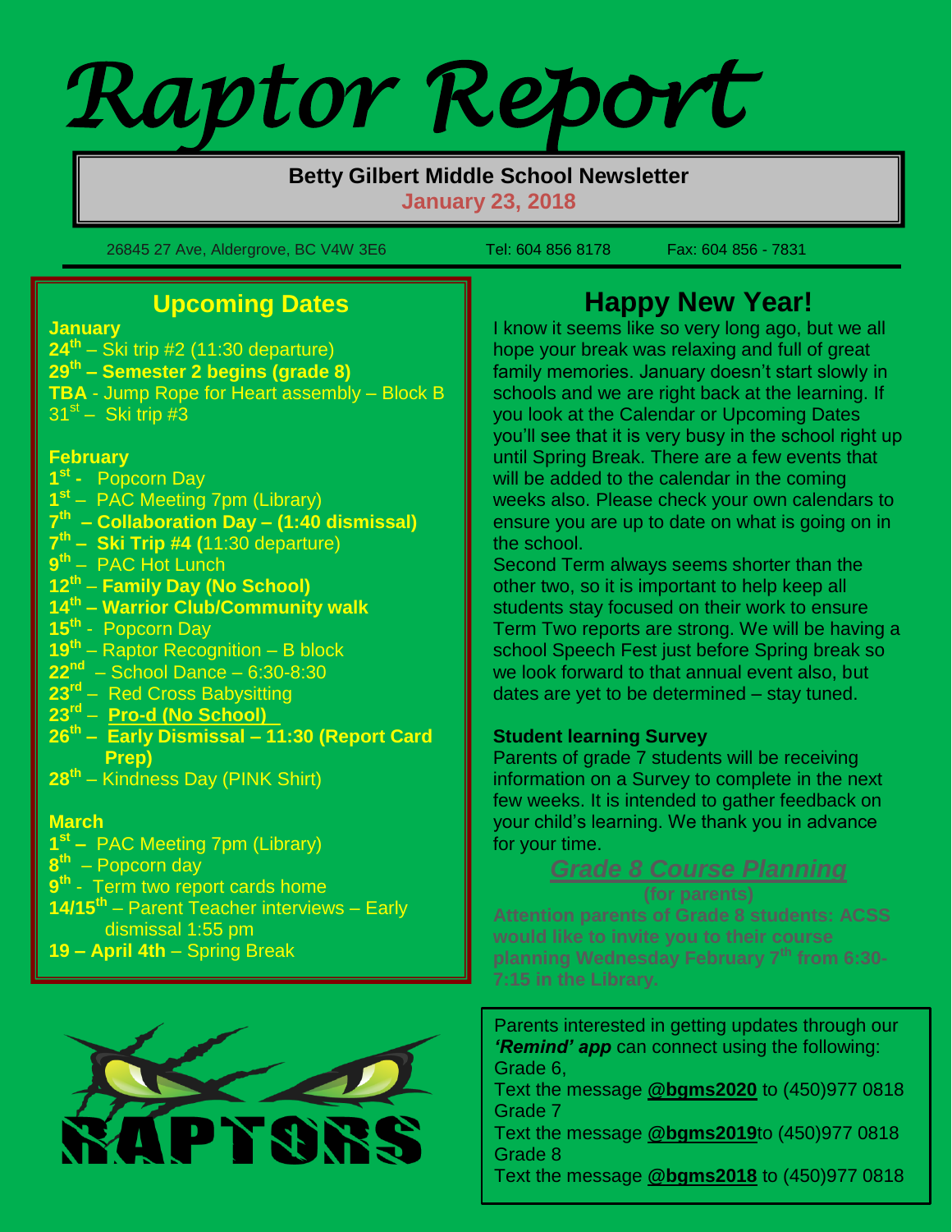# Raptor Report

**Betty Gilbert Middle School Newsletter**
**January 23, 2018**

26845 27 Ave, Aldergrove, BC V4W 3E6 Tel: 604 856 8178 Fax: 604 856 - 7831

## Upcoming Dates

**January**
- **24th** – Ski trip #2 (11:30 departure)
- **29th – Semester 2 begins (grade 8)**
- **TBA** - Jump Rope for Heart assembly – Block B
- 31st – Ski trip #3

**February**
- **1st -** Popcorn Day
- **1st** – PAC Meeting 7pm (Library)
- **7th – Collaboration Day – (1:40 dismissal)**
- **7th – Ski Trip #4 (**11:30 departure)
- **9th** – PAC Hot Lunch
- **12th** – **Family Day (No School)**
- **14th – Warrior Club/Community walk**
- **15th** - Popcorn Day
- **19th** – Raptor Recognition – B block
- **22nd** – School Dance – 6:30-8:30
- **23rd** – Red Cross Babysitting
- **23rd** – **Pro-d (No School)**
- **26th – Early Dismissal – 11:30 (Report Card Prep)**
- **28th** – Kindness Day (PINK Shirt)

**March**
- **1st –** PAC Meeting 7pm (Library)
- **8th** – Popcorn day
- **9th** - Term two report cards home
- **14/15th** – Parent Teacher interviews – Early dismissal 1:55 pm
- **19 – April 4th** – Spring Break

## Happy New Year!

I know it seems like so very long ago, but we all hope your break was relaxing and full of great family memories. January doesn't start slowly in schools and we are right back at the learning. If you look at the Calendar or Upcoming Dates you'll see that it is very busy in the school right up until Spring Break. There are a few events that will be added to the calendar in the coming weeks also. Please check your own calendars to ensure you are up to date on what is going on in the school.

Second Term always seems shorter than the other two, so it is important to help keep all students stay focused on their work to ensure Term Two reports are strong. We will be having a school Speech Fest just before Spring break so we look forward to that annual event also, but dates are yet to be determined – stay tuned.

### Student learning Survey

Parents of grade 7 students will be receiving information on a Survey to complete in the next few weeks. It is intended to gather feedback on your child's learning. We thank you in advance for your time.

### *Grade 8 Course Planning*

**(for parents)**

**Attention parents of Grade 8 students: ACSS would like to invite you to their course planning Wednesday February 7th from 6:30-7:15 in the Library.**

Parents interested in getting updates through our ***'Remind' app*** can connect using the following:

Grade 6,
Text the message **@bgms2020** to (450)977 0818

Grade 7
Text the message **@bgms2019**to (450)977 0818

Grade 8
Text the message **@bgms2018** to (450)977 0818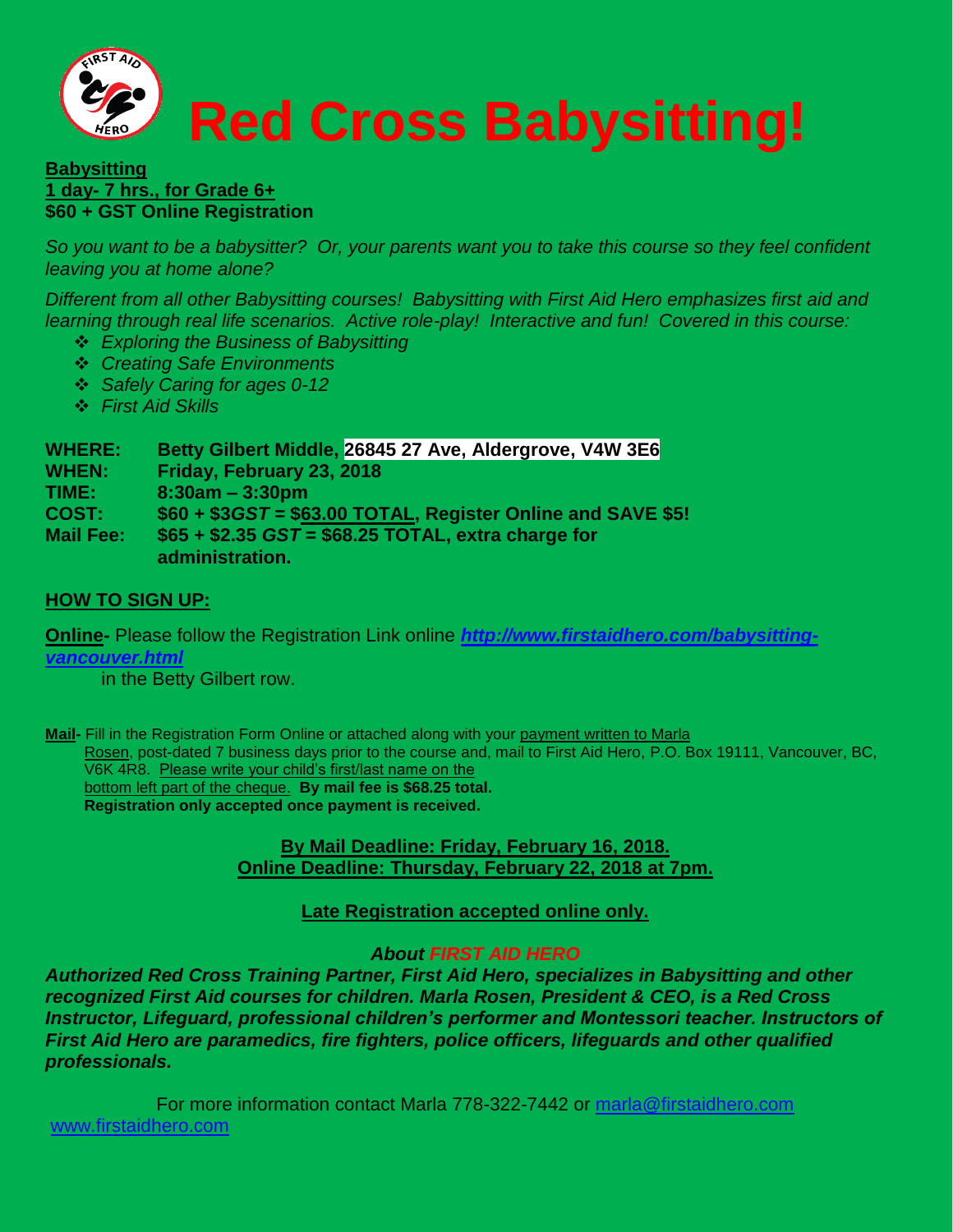# Red Cross Babysitting!

**Babysitting**
**1 day- 7 hrs., for Grade 6+**
**$60 + GST Online Registration**

*So you want to be a babysitter? Or, your parents want you to take this course so they feel confident leaving you at home alone?*

*Different from all other Babysitting courses! Babysitting with First Aid Hero emphasizes first aid and learning through real life scenarios. Active role-play! Interactive and fun! Covered in this course:*

- *Exploring the Business of Babysitting*
- *Creating Safe Environments*
- *Safely Caring for ages 0-12*
- *First Aid Skills*

| | |
|---|---|
| **WHERE:** | **Betty Gilbert Middle, 26845 27 Ave, Aldergrove, V4W 3E6** |
| **WHEN:** | **Friday, February 23, 2018** |
| **TIME:** | **8:30am – 3:30pm** |
| **COST:** | **$60 + $3*GST* = $63.00 TOTAL, Register Online and SAVE $5!** |
| **Mail Fee:** | **$65 + $2.35 *GST* = $68.25 TOTAL, extra charge for administration.** |

## HOW TO SIGN UP:

**Online-** Please follow the Registration Link online ***http://www.firstaidhero.com/babysitting-vancouver.html*** in the Betty Gilbert row.

**Mail-** Fill in the Registration Form Online or attached along with your payment written to Marla Rosen, post-dated 7 business days prior to the course and, mail to First Aid Hero, P.O. Box 19111, Vancouver, BC, V6K 4R8. Please write your child's first/last name on the bottom left part of the cheque. **By mail fee is $68.25 total. Registration only accepted once payment is received.**

**By Mail Deadline: Friday, February 16, 2018.**
**Online Deadline: Thursday, February 22, 2018 at 7pm.**

**Late Registration accepted online only.**

***About FIRST AID HERO***

***Authorized Red Cross Training Partner, First Aid Hero, specializes in Babysitting and other recognized First Aid courses for children. Marla Rosen, President & CEO, is a Red Cross Instructor, Lifeguard, professional children's performer and Montessori teacher. Instructors of First Aid Hero are paramedics, fire fighters, police officers, lifeguards and other qualified professionals.***

For more information contact Marla 778-322-7442 or marla@firstaidhero.com
www.firstaidhero.com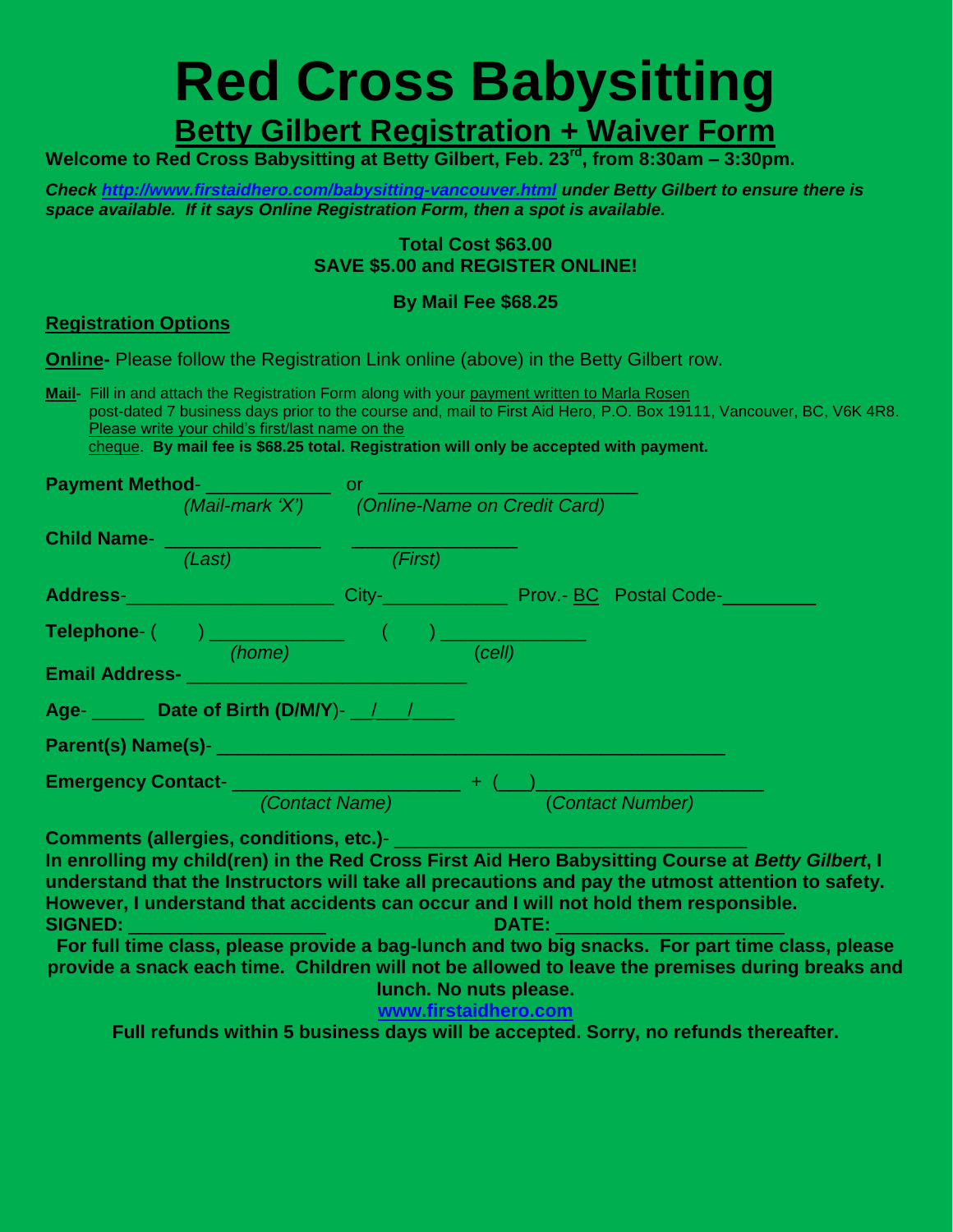# Red Cross Babysitting

## Betty Gilbert Registration + Waiver Form

**Welcome to Red Cross Babysitting at Betty Gilbert, Feb. 23rd, from 8:30am – 3:30pm.**

***Check http://www.firstaidhero.com/babysitting-vancouver.html under Betty Gilbert to ensure there is space available. If it says Online Registration Form, then a spot is available.***

**Total Cost $63.00**
**SAVE $5.00 and REGISTER ONLINE!**

**By Mail Fee $68.25**

**Registration Options**

**Online-** Please follow the Registration Link online (above) in the Betty Gilbert row.

**Mail-** Fill in and attach the Registration Form along with your payment written to Marla Rosen post-dated 7 business days prior to the course and, mail to First Aid Hero, P.O. Box 19111, Vancouver, BC, V6K 4R8. Please write your child's first/last name on the cheque. **By mail fee is $68.25 total. Registration will only be accepted with payment.**

**Payment Method**- ___________ or ______________________
*(Mail-mark 'X')* *(Online-Name on Credit Card)*

**Child Name**- ______________ ______________
*(Last)* *(First)*

**Address**-__________________ City-___________ Prov.- BC Postal Code-________

**Telephone**- ( ) ____________ ( ) ____________
*(home)* *(cell)*

**Email Address-** ________________________

**Age**- _____ **Date of Birth (D/M/Y)**- __/__/____

**Parent(s) Name(s)**- ____________________________________________

**Emergency Contact**- ____________________ + (___)____________________
*(Contact Name)* *(Contact Number)*

**Comments (allergies, conditions, etc.)**- ______________________________

**In enrolling my child(ren) in the Red Cross First Aid Hero Babysitting Course at *Betty Gilbert*, I understand that the Instructors will take all precautions and pay the utmost attention to safety. However, I understand that accidents can occur and I will not hold them responsible.**

**SIGNED:** _________________ **DATE:** ____________________

**For full time class, please provide a bag-lunch and two big snacks. For part time class, please provide a snack each time. Children will not be allowed to leave the premises during breaks and lunch. No nuts please.**

**www.firstaidhero.com**

**Full refunds within 5 business days will be accepted. Sorry, no refunds thereafter.**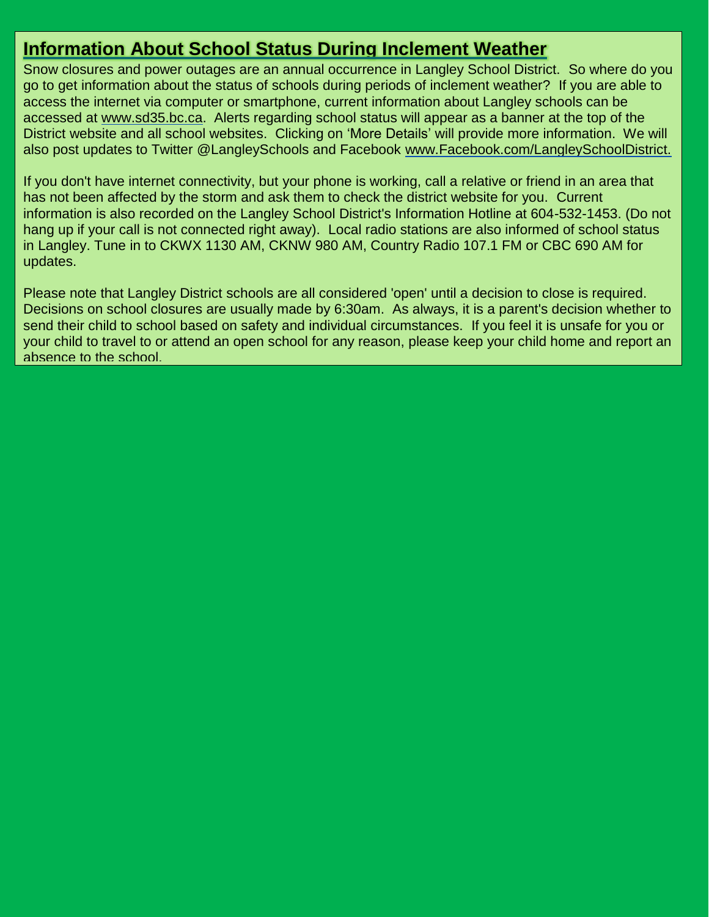## Information About School Status During Inclement Weather

Snow closures and power outages are an annual occurrence in Langley School District. So where do you go to get information about the status of schools during periods of inclement weather? If you are able to access the internet via computer or smartphone, current information about Langley schools can be accessed at www.sd35.bc.ca. Alerts regarding school status will appear as a banner at the top of the District website and all school websites. Clicking on 'More Details' will provide more information. We will also post updates to Twitter @LangleySchools and Facebook www.Facebook.com/LangleySchoolDistrict.

If you don't have internet connectivity, but your phone is working, call a relative or friend in an area that has not been affected by the storm and ask them to check the district website for you. Current information is also recorded on the Langley School District's Information Hotline at 604-532-1453. (Do not hang up if your call is not connected right away). Local radio stations are also informed of school status in Langley. Tune in to CKWX 1130 AM, CKNW 980 AM, Country Radio 107.1 FM or CBC 690 AM for updates.

Please note that Langley District schools are all considered 'open' until a decision to close is required. Decisions on school closures are usually made by 6:30am. As always, it is a parent's decision whether to send their child to school based on safety and individual circumstances. If you feel it is unsafe for you or your child to travel to or attend an open school for any reason, please keep your child home and report an absence to the school.